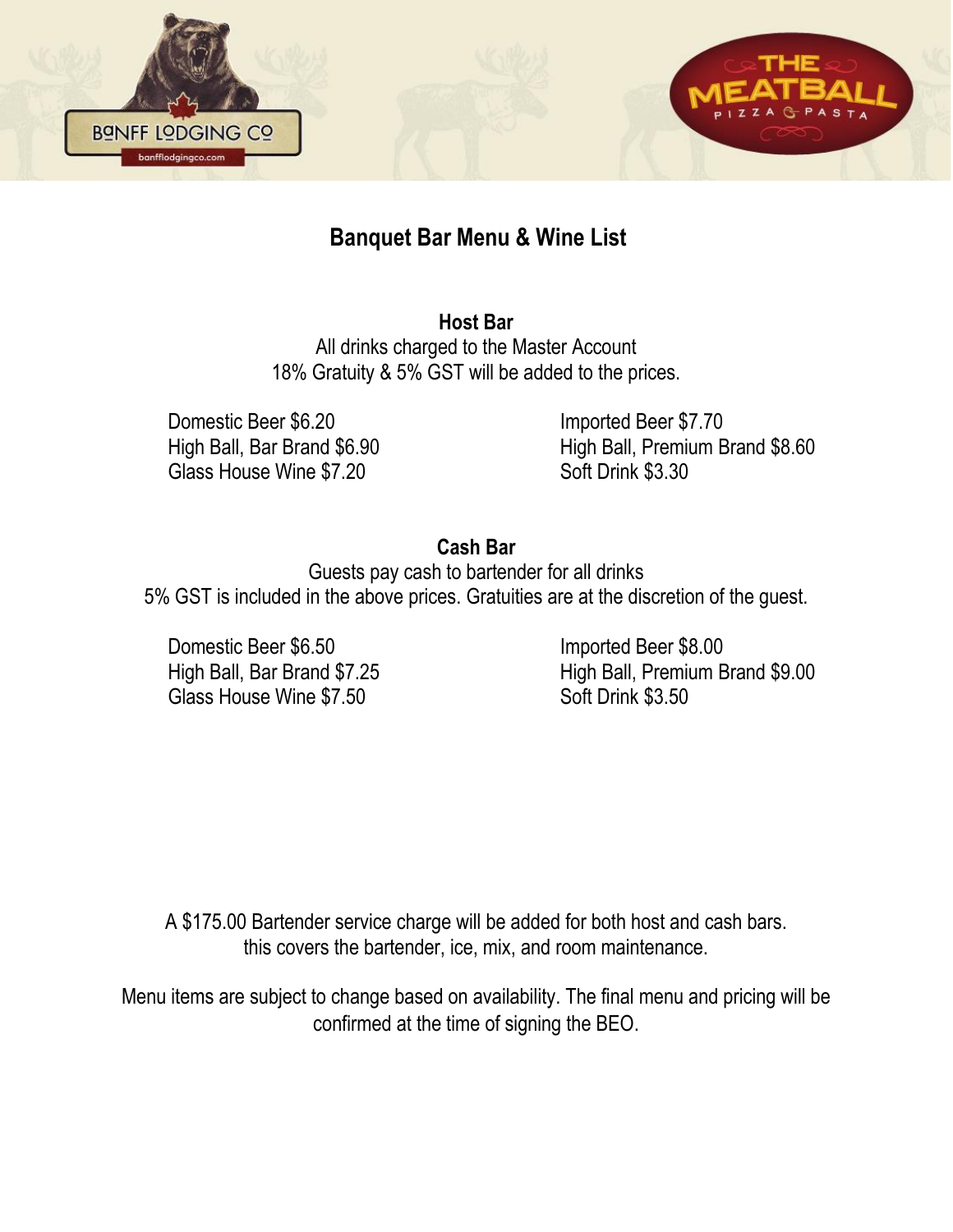# Banquet Bar Menu & Wine List

## Host Bar

All drinks charged to the Master Account
18% Gratuity & 5% GST will be added to the prices.

Domestic Beer $6.20
High Ball, Bar Brand $6.90
Glass House Wine $7.20

Imported Beer $7.70
High Ball, Premium Brand $8.60
Soft Drink $3.30

## Cash Bar

Guests pay cash to bartender for all drinks
5% GST is included in the above prices. Gratuities are at the discretion of the guest.

Domestic Beer $6.50
High Ball, Bar Brand $7.25
Glass House Wine $7.50

Imported Beer $8.00
High Ball, Premium Brand $9.00
Soft Drink $3.50

A $175.00 Bartender service charge will be added for both host and cash bars.
this covers the bartender, ice, mix, and room maintenance.

Menu items are subject to change based on availability. The final menu and pricing will be confirmed at the time of signing the BEO.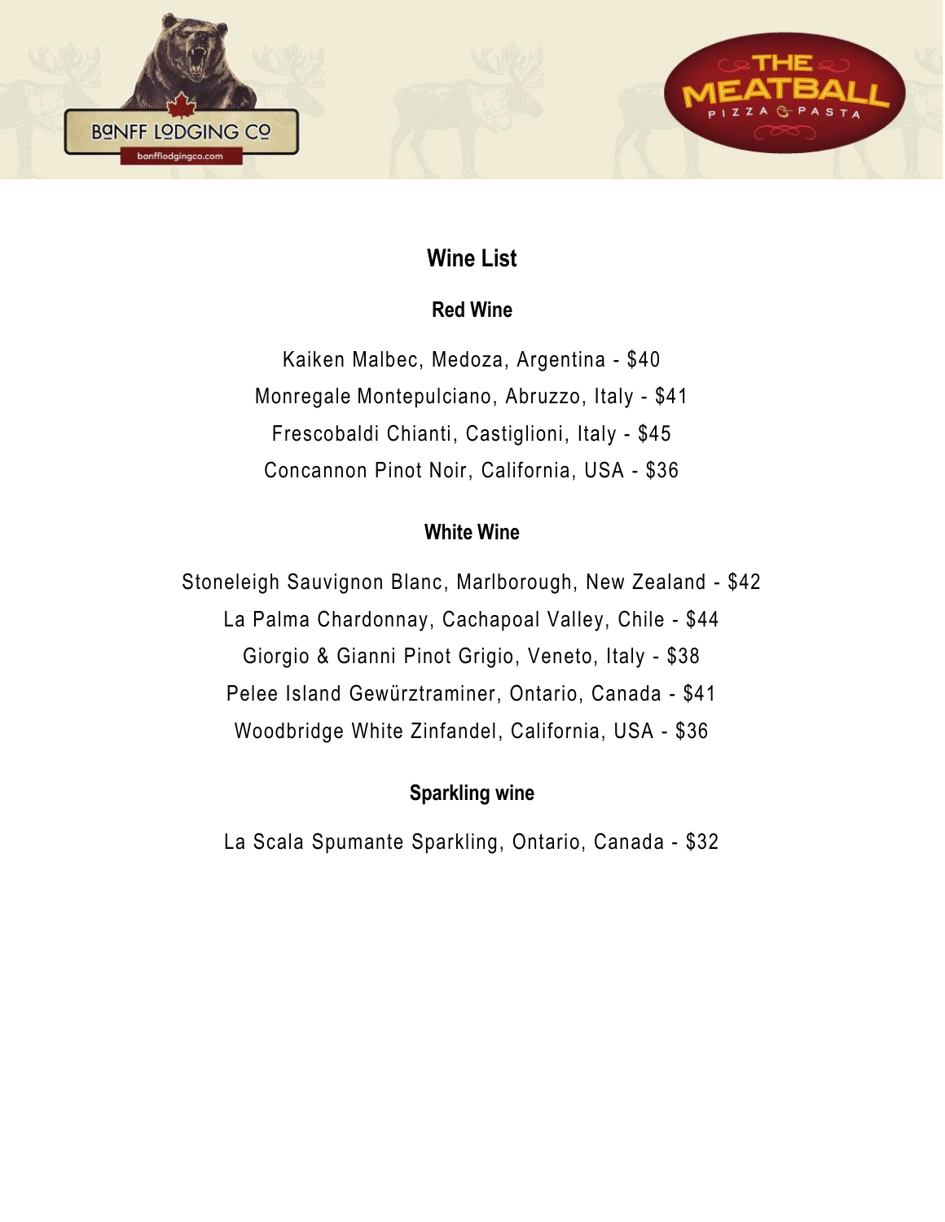# Wine List

## Red Wine

Kaiken Malbec, Medoza, Argentina - $40

Monregale Montepulciano, Abruzzo, Italy - $41

Frescobaldi Chianti, Castiglioni, Italy - $45

Concannon Pinot Noir, California, USA - $36

## White Wine

Stoneleigh Sauvignon Blanc, Marlborough, New Zealand - $42

La Palma Chardonnay, Cachapoal Valley, Chile - $44

Giorgio & Gianni Pinot Grigio, Veneto, Italy - $38

Pelee Island Gewürztraminer, Ontario, Canada - $41

Woodbridge White Zinfandel, California, USA - $36

## Sparkling wine

La Scala Spumante Sparkling, Ontario, Canada - $32